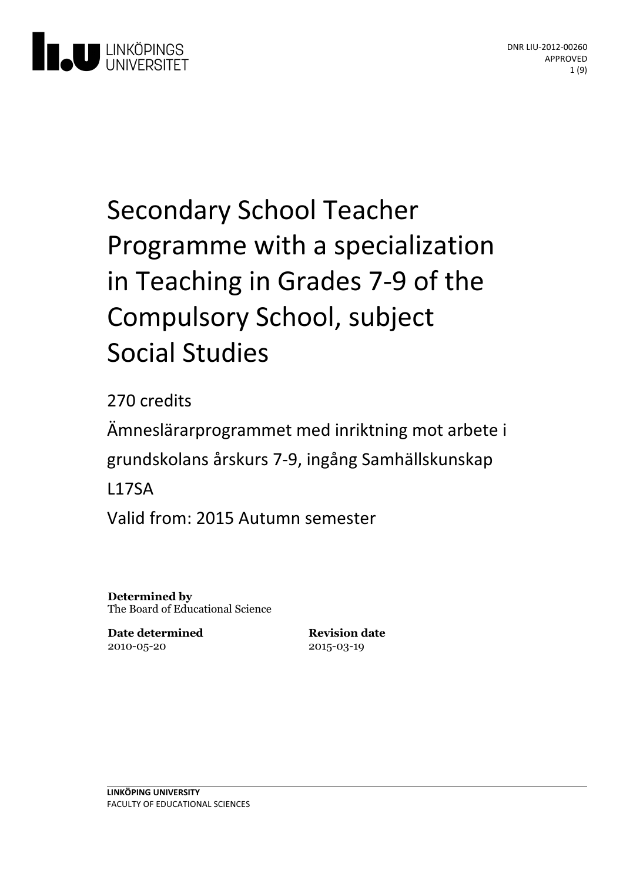DNR LIU-2012-00260
APPROVED

# Secondary School Teacher Programme with a specialization in Teaching in Grades 7-9 of the Compulsory School, subject Social Studies

270 credits

Ämneslärarprogrammet med inriktning mot arbete i grundskolans årskurs 7-9, ingång Samhällskunskap

L17SA

Valid from: 2015 Autumn semester

**Determined by**
The Board of Educational Science

**Date determined**
2010-05-20

**Revision date**
2015-03-19

LINKÖPING UNIVERSITY
FACULTY OF EDUCATIONAL SCIENCES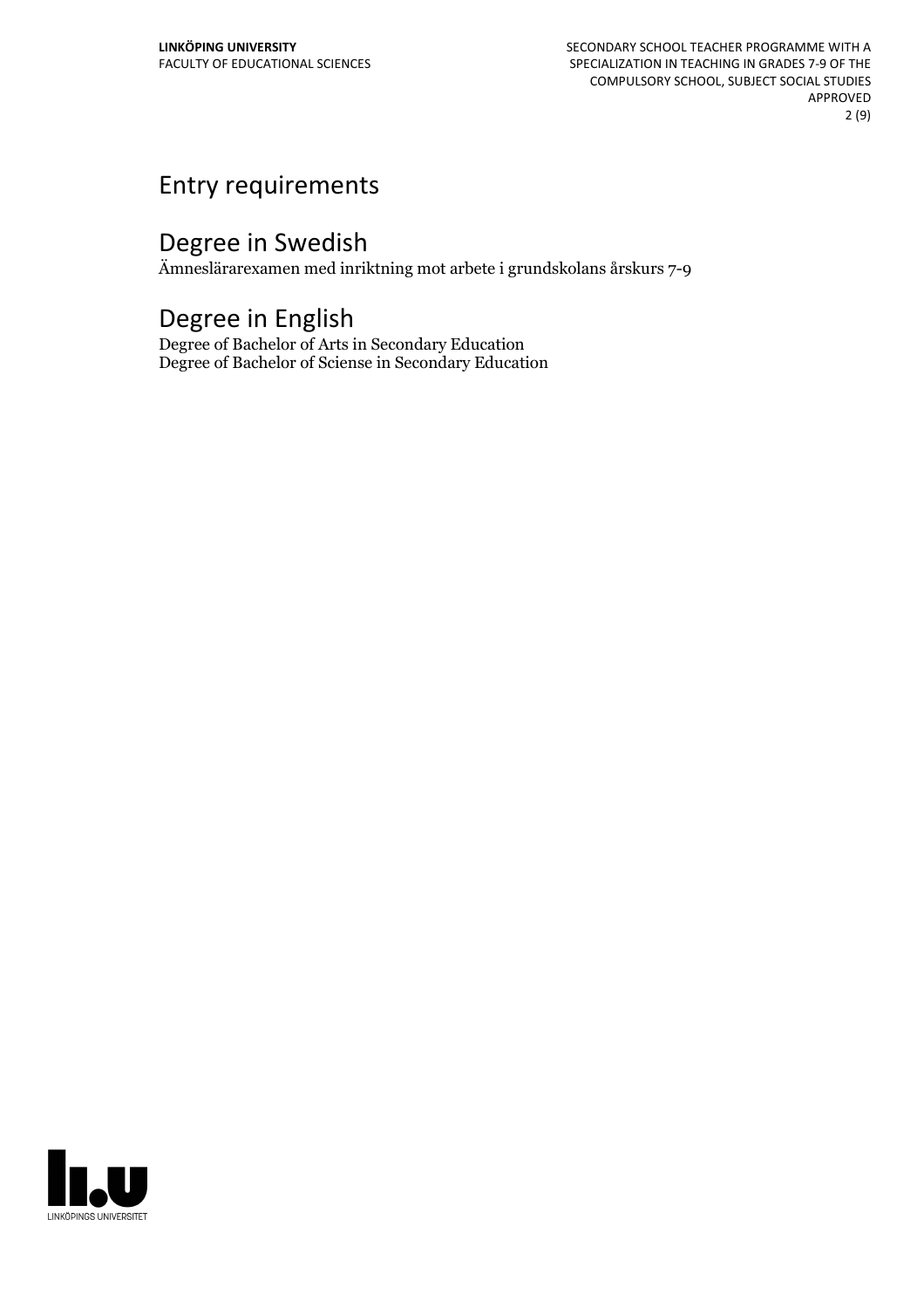# Entry requirements

# Degree in Swedish

Ämneslärarexamen med inriktning mot arbete i grundskolans årskurs 7-9

# Degree in English

Degree of Bachelor of Arts in Secondary Education
Degree of Bachelor of Sciense in Secondary Education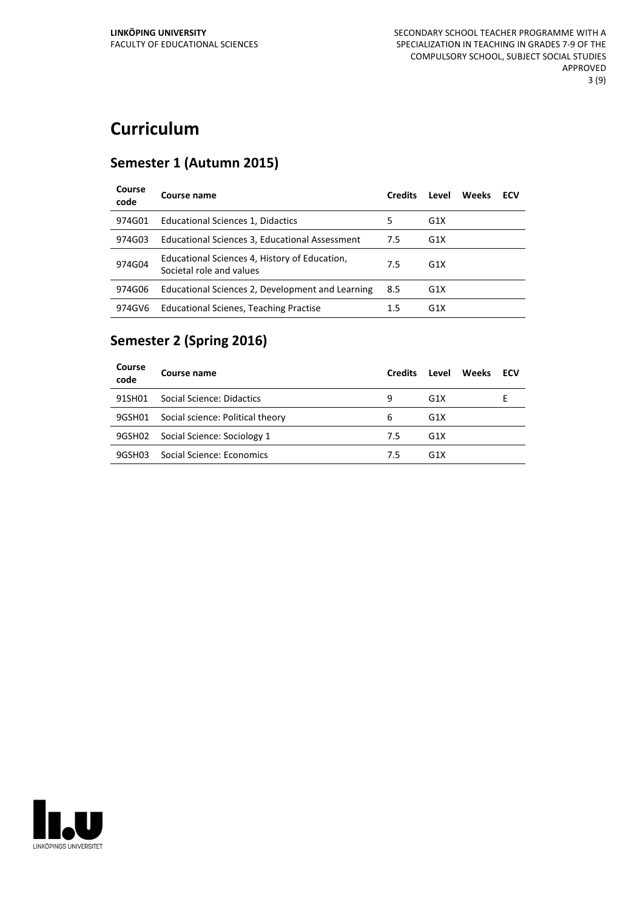# Curriculum

## Semester 1 (Autumn 2015)

| Course code | Course name | Credits | Level | Weeks | ECV |
|---|---|---|---|---|---|
| 974G01 | Educational Sciences 1, Didactics | 5 | G1X | | |
| 974G03 | Educational Sciences 3, Educational Assessment | 7.5 | G1X | | |
| 974G04 | Educational Sciences 4, History of Education, Societal role and values | 7.5 | G1X | | |
| 974G06 | Educational Sciences 2, Development and Learning | 8.5 | G1X | | |
| 974GV6 | Educational Scienes, Teaching Practise | 1.5 | G1X | | |

## Semester 2 (Spring 2016)

| Course code | Course name | Credits | Level | Weeks | ECV |
|---|---|---|---|---|---|
| 91SH01 | Social Science: Didactics | 9 | G1X | | E |
| 9GSH01 | Social science: Political theory | 6 | G1X | | |
| 9GSH02 | Social Science: Sociology 1 | 7.5 | G1X | | |
| 9GSH03 | Social Science: Economics | 7.5 | G1X | | |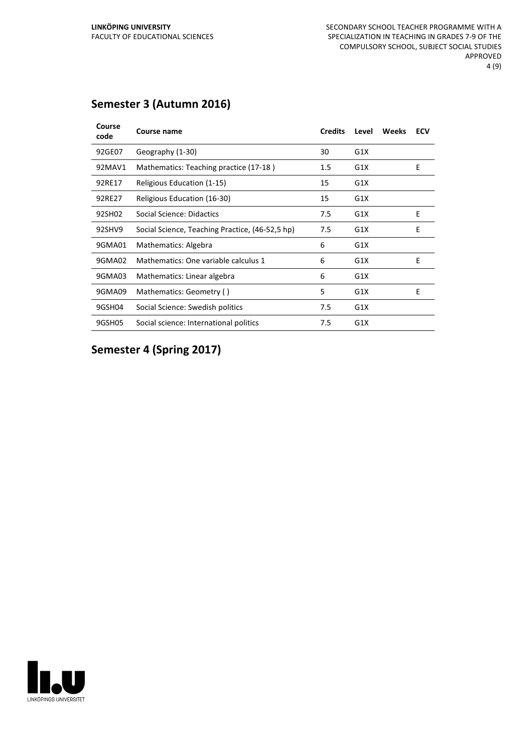## Semester 3 (Autumn 2016)

| Course code | Course name | Credits | Level | Weeks | ECV |
|---|---|---|---|---|---|
| 92GE07 | Geography (1-30) | 30 | G1X | | |
| 92MAV1 | Mathematics: Teaching practice (17-18 ) | 1.5 | G1X | | E |
| 92RE17 | Religious Education (1-15) | 15 | G1X | | |
| 92RE27 | Religious Education (16-30) | 15 | G1X | | |
| 92SH02 | Social Science: Didactics | 7.5 | G1X | | E |
| 92SHV9 | Social Science, Teaching Practice, (46-52,5 hp) | 7.5 | G1X | | E |
| 9GMA01 | Mathematics: Algebra | 6 | G1X | | |
| 9GMA02 | Mathematics: One variable calculus 1 | 6 | G1X | | E |
| 9GMA03 | Mathematics: Linear algebra | 6 | G1X | | |
| 9GMA09 | Mathematics: Geometry ( ) | 5 | G1X | | E |
| 9GSH04 | Social Science: Swedish politics | 7.5 | G1X | | |
| 9GSH05 | Social science: International politics | 7.5 | G1X | | |

## Semester 4 (Spring 2017)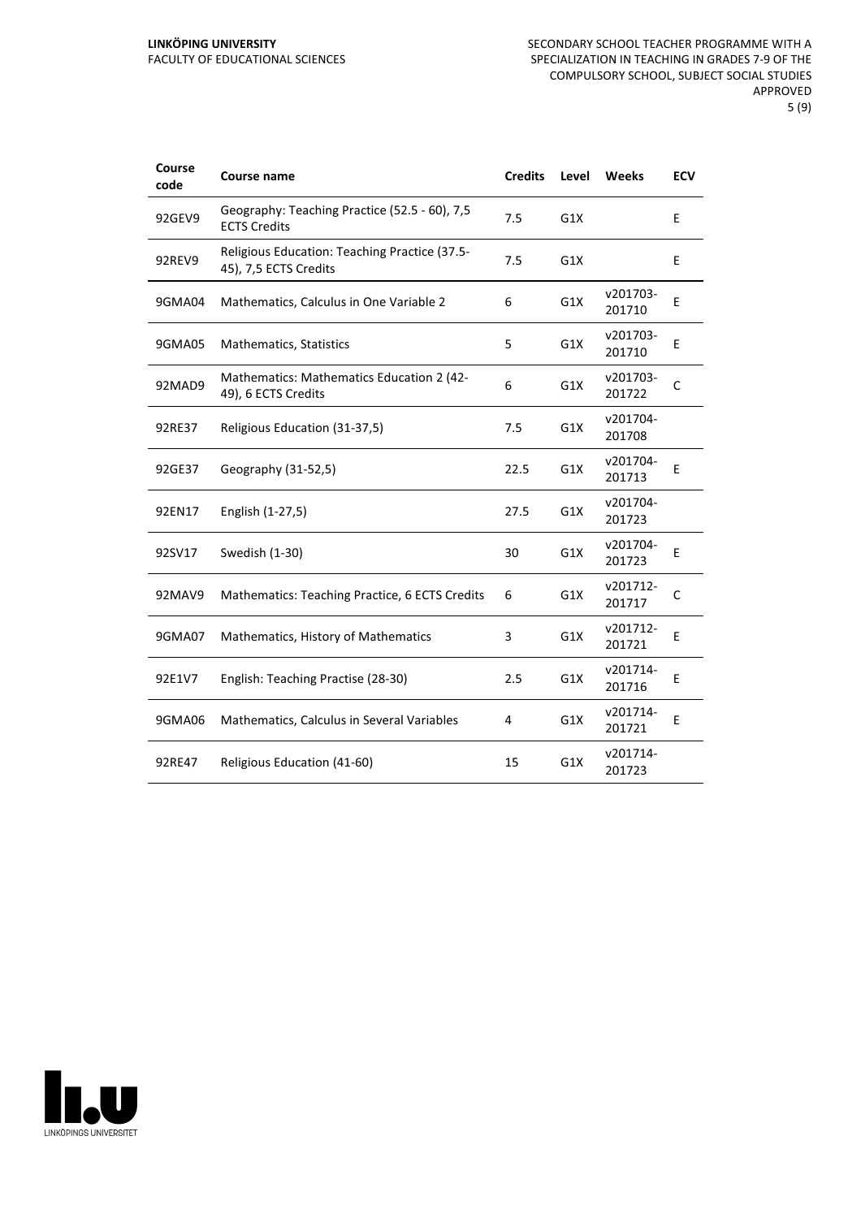| Course code | Course name | Credits | Level | Weeks | ECV |
|---|---|---|---|---|---|
| 92GEV9 | Geography: Teaching Practice (52.5 - 60), 7,5 ECTS Credits | 7.5 | G1X | | E |
| 92REV9 | Religious Education: Teaching Practice (37.5-45), 7,5 ECTS Credits | 7.5 | G1X | | E |
| 9GMA04 | Mathematics, Calculus in One Variable 2 | 6 | G1X | v201703-201710 | E |
| 9GMA05 | Mathematics, Statistics | 5 | G1X | v201703-201710 | E |
| 92MAD9 | Mathematics: Mathematics Education 2 (42-49), 6 ECTS Credits | 6 | G1X | v201703-201722 | C |
| 92RE37 | Religious Education (31-37,5) | 7.5 | G1X | v201704-201708 | |
| 92GE37 | Geography (31-52,5) | 22.5 | G1X | v201704-201713 | E |
| 92EN17 | English (1-27,5) | 27.5 | G1X | v201704-201723 | |
| 92SV17 | Swedish (1-30) | 30 | G1X | v201704-201723 | E |
| 92MAV9 | Mathematics: Teaching Practice, 6 ECTS Credits | 6 | G1X | v201712-201717 | C |
| 9GMA07 | Mathematics, History of Mathematics | 3 | G1X | v201712-201721 | E |
| 92E1V7 | English: Teaching Practise (28-30) | 2.5 | G1X | v201714-201716 | E |
| 9GMA06 | Mathematics, Calculus in Several Variables | 4 | G1X | v201714-201721 | E |
| 92RE47 | Religious Education (41-60) | 15 | G1X | v201714-201723 | |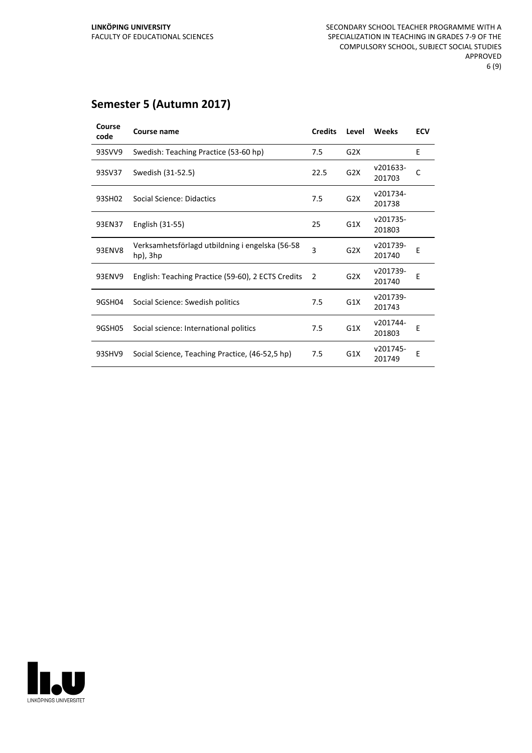## Semester 5 (Autumn 2017)

| Course code | Course name | Credits | Level | Weeks | ECV |
|---|---|---|---|---|---|
| 93SVV9 | Swedish: Teaching Practice (53-60 hp) | 7.5 | G2X | | E |
| 93SV37 | Swedish (31-52.5) | 22.5 | G2X | v201633-201703 | C |
| 93SH02 | Social Science: Didactics | 7.5 | G2X | v201734-201738 | |
| 93EN37 | English (31-55) | 25 | G1X | v201735-201803 | |
| 93ENV8 | Verksamhetsförlagd utbildning i engelska (56-58 hp), 3hp | 3 | G2X | v201739-201740 | E |
| 93ENV9 | English: Teaching Practice (59-60), 2 ECTS Credits | 2 | G2X | v201739-201740 | E |
| 9GSH04 | Social Science: Swedish politics | 7.5 | G1X | v201739-201743 | |
| 9GSH05 | Social science: International politics | 7.5 | G1X | v201744-201803 | E |
| 93SHV9 | Social Science, Teaching Practice, (46-52,5 hp) | 7.5 | G1X | v201745-201749 | E |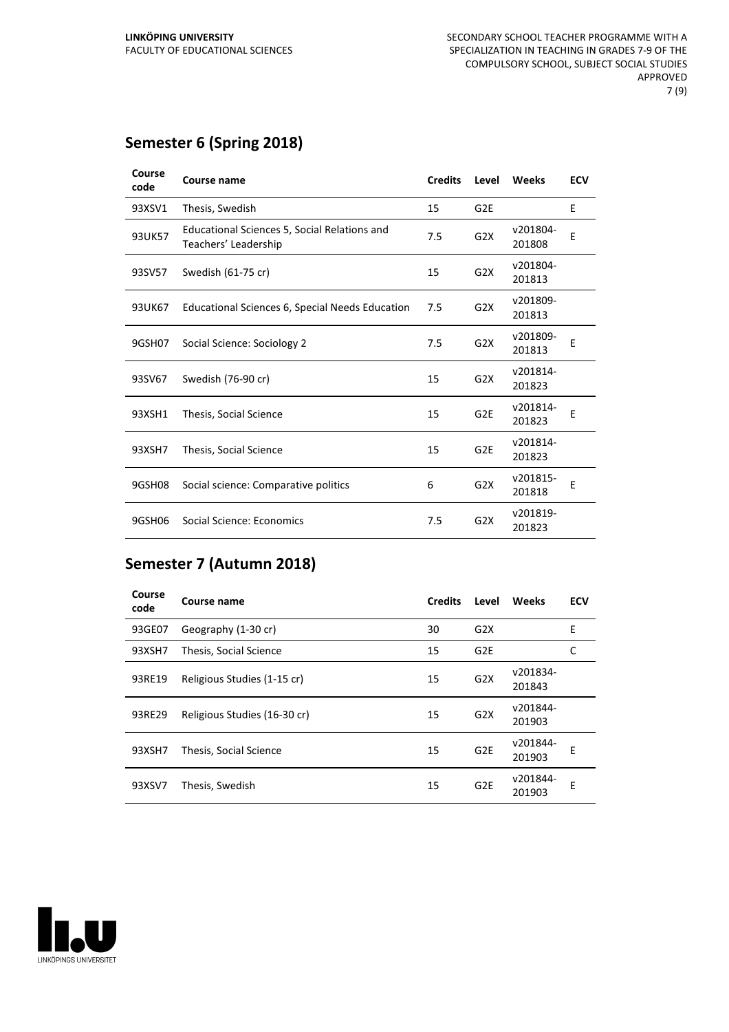## Semester 6 (Spring 2018)

| Course code | Course name | Credits | Level | Weeks | ECV |
|---|---|---|---|---|---|
| 93XSV1 | Thesis, Swedish | 15 | G2E | | E |
| 93UK57 | Educational Sciences 5, Social Relations and Teachers' Leadership | 7.5 | G2X | v201804-201808 | E |
| 93SV57 | Swedish (61-75 cr) | 15 | G2X | v201804-201813 | |
| 93UK67 | Educational Sciences 6, Special Needs Education | 7.5 | G2X | v201809-201813 | |
| 9GSH07 | Social Science: Sociology 2 | 7.5 | G2X | v201809-201813 | E |
| 93SV67 | Swedish (76-90 cr) | 15 | G2X | v201814-201823 | |
| 93XSH1 | Thesis, Social Science | 15 | G2E | v201814-201823 | E |
| 93XSH7 | Thesis, Social Science | 15 | G2E | v201814-201823 | |
| 9GSH08 | Social science: Comparative politics | 6 | G2X | v201815-201818 | E |
| 9GSH06 | Social Science: Economics | 7.5 | G2X | v201819-201823 | |

## Semester 7 (Autumn 2018)

| Course code | Course name | Credits | Level | Weeks | ECV |
|---|---|---|---|---|---|
| 93GE07 | Geography (1-30 cr) | 30 | G2X | | E |
| 93XSH7 | Thesis, Social Science | 15 | G2E | | C |
| 93RE19 | Religious Studies (1-15 cr) | 15 | G2X | v201834-201843 | |
| 93RE29 | Religious Studies (16-30 cr) | 15 | G2X | v201844-201903 | |
| 93XSH7 | Thesis, Social Science | 15 | G2E | v201844-201903 | E |
| 93XSV7 | Thesis, Swedish | 15 | G2E | v201844-201903 | E |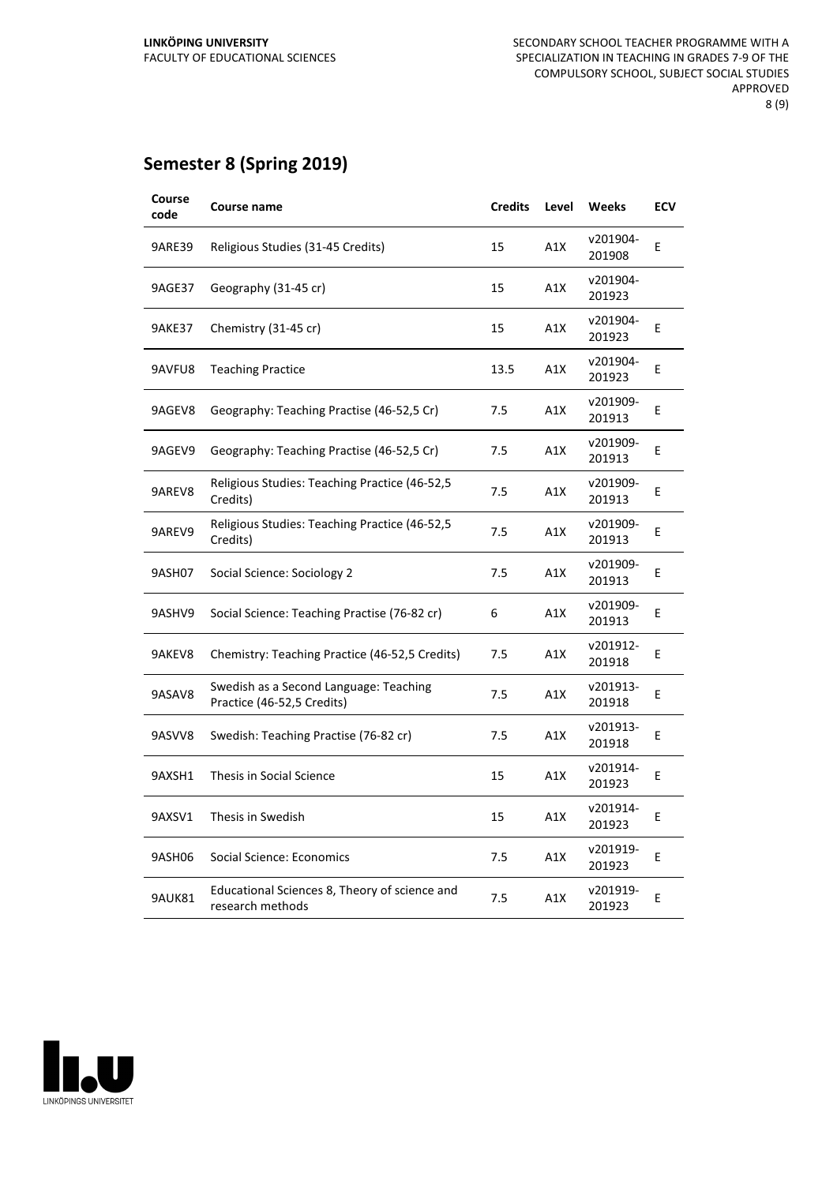## Semester 8 (Spring 2019)

| Course code | Course name | Credits | Level | Weeks | ECV |
|---|---|---|---|---|---|
| 9ARE39 | Religious Studies (31-45 Credits) | 15 | A1X | v201904-201908 | E |
| 9AGE37 | Geography (31-45 cr) | 15 | A1X | v201904-201923 | |
| 9AKE37 | Chemistry (31-45 cr) | 15 | A1X | v201904-201923 | E |
| 9AVFU8 | Teaching Practice | 13.5 | A1X | v201904-201923 | E |
| 9AGEV8 | Geography: Teaching Practise (46-52,5 Cr) | 7.5 | A1X | v201909-201913 | E |
| 9AGEV9 | Geography: Teaching Practise (46-52,5 Cr) | 7.5 | A1X | v201909-201913 | E |
| 9AREV8 | Religious Studies: Teaching Practice (46-52,5 Credits) | 7.5 | A1X | v201909-201913 | E |
| 9AREV9 | Religious Studies: Teaching Practice (46-52,5 Credits) | 7.5 | A1X | v201909-201913 | E |
| 9ASH07 | Social Science: Sociology 2 | 7.5 | A1X | v201909-201913 | E |
| 9ASHV9 | Social Science: Teaching Practise (76-82 cr) | 6 | A1X | v201909-201913 | E |
| 9AKEV8 | Chemistry: Teaching Practice (46-52,5 Credits) | 7.5 | A1X | v201912-201918 | E |
| 9ASAV8 | Swedish as a Second Language: Teaching Practice (46-52,5 Credits) | 7.5 | A1X | v201913-201918 | E |
| 9ASVV8 | Swedish: Teaching Practise (76-82 cr) | 7.5 | A1X | v201913-201918 | E |
| 9AXSH1 | Thesis in Social Science | 15 | A1X | v201914-201923 | E |
| 9AXSV1 | Thesis in Swedish | 15 | A1X | v201914-201923 | E |
| 9ASH06 | Social Science: Economics | 7.5 | A1X | v201919-201923 | E |
| 9AUK81 | Educational Sciences 8, Theory of science and research methods | 7.5 | A1X | v201919-201923 | E |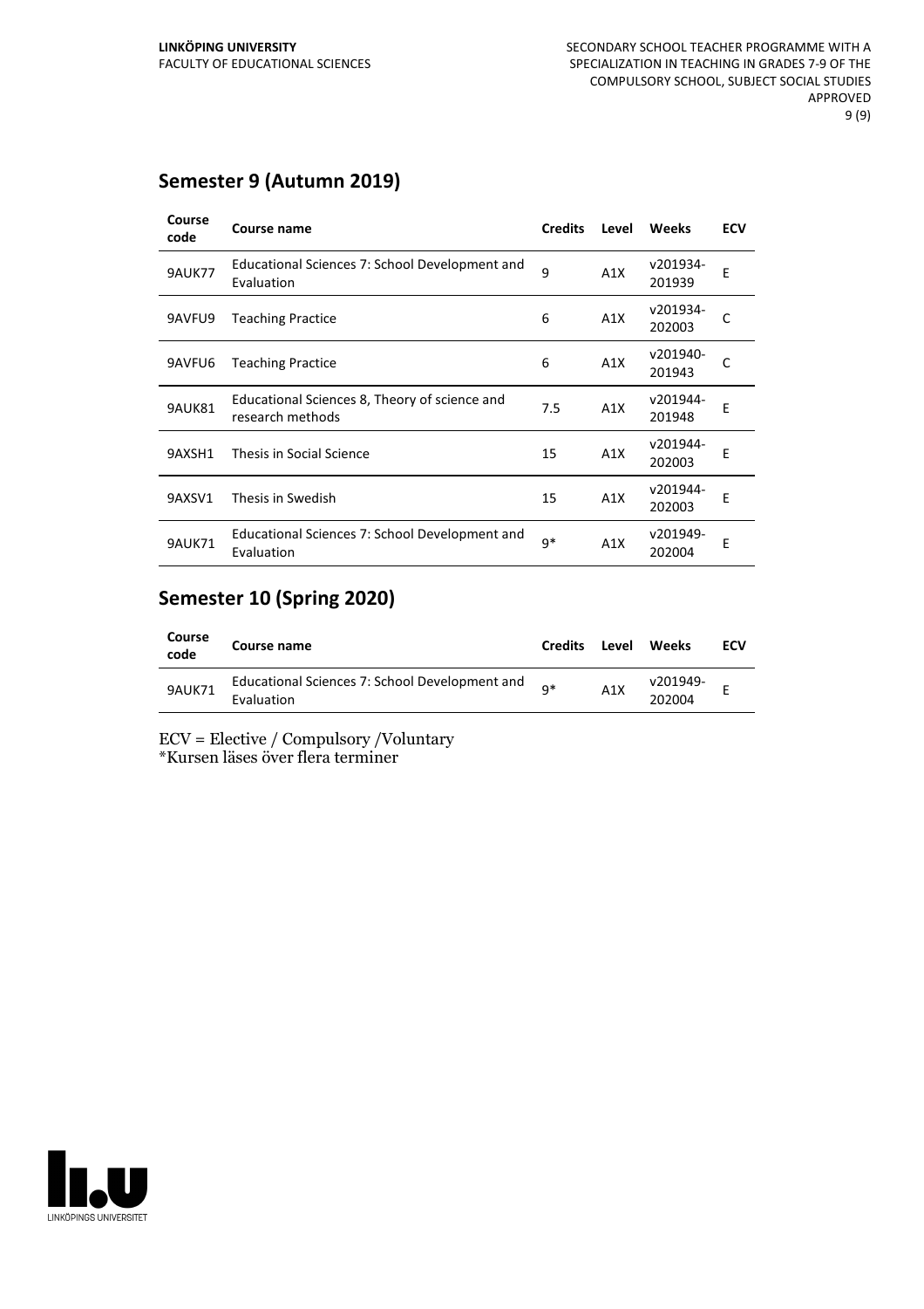## Semester 9 (Autumn 2019)

| Course code | Course name | Credits | Level | Weeks | ECV |
|---|---|---|---|---|---|
| 9AUK77 | Educational Sciences 7: School Development and Evaluation | 9 | A1X | v201934-201939 | E |
| 9AVFU9 | Teaching Practice | 6 | A1X | v201934-202003 | C |
| 9AVFU6 | Teaching Practice | 6 | A1X | v201940-201943 | C |
| 9AUK81 | Educational Sciences 8, Theory of science and research methods | 7.5 | A1X | v201944-201948 | E |
| 9AXSH1 | Thesis in Social Science | 15 | A1X | v201944-202003 | E |
| 9AXSV1 | Thesis in Swedish | 15 | A1X | v201944-202003 | E |
| 9AUK71 | Educational Sciences 7: School Development and Evaluation | 9* | A1X | v201949-202004 | E |

## Semester 10 (Spring 2020)

| Course code | Course name | Credits | Level | Weeks | ECV |
|---|---|---|---|---|---|
| 9AUK71 | Educational Sciences 7: School Development and Evaluation | 9* | A1X | v201949-202004 | E |

ECV = Elective / Compulsory /Voluntary
*Kursen läses över flera terminer